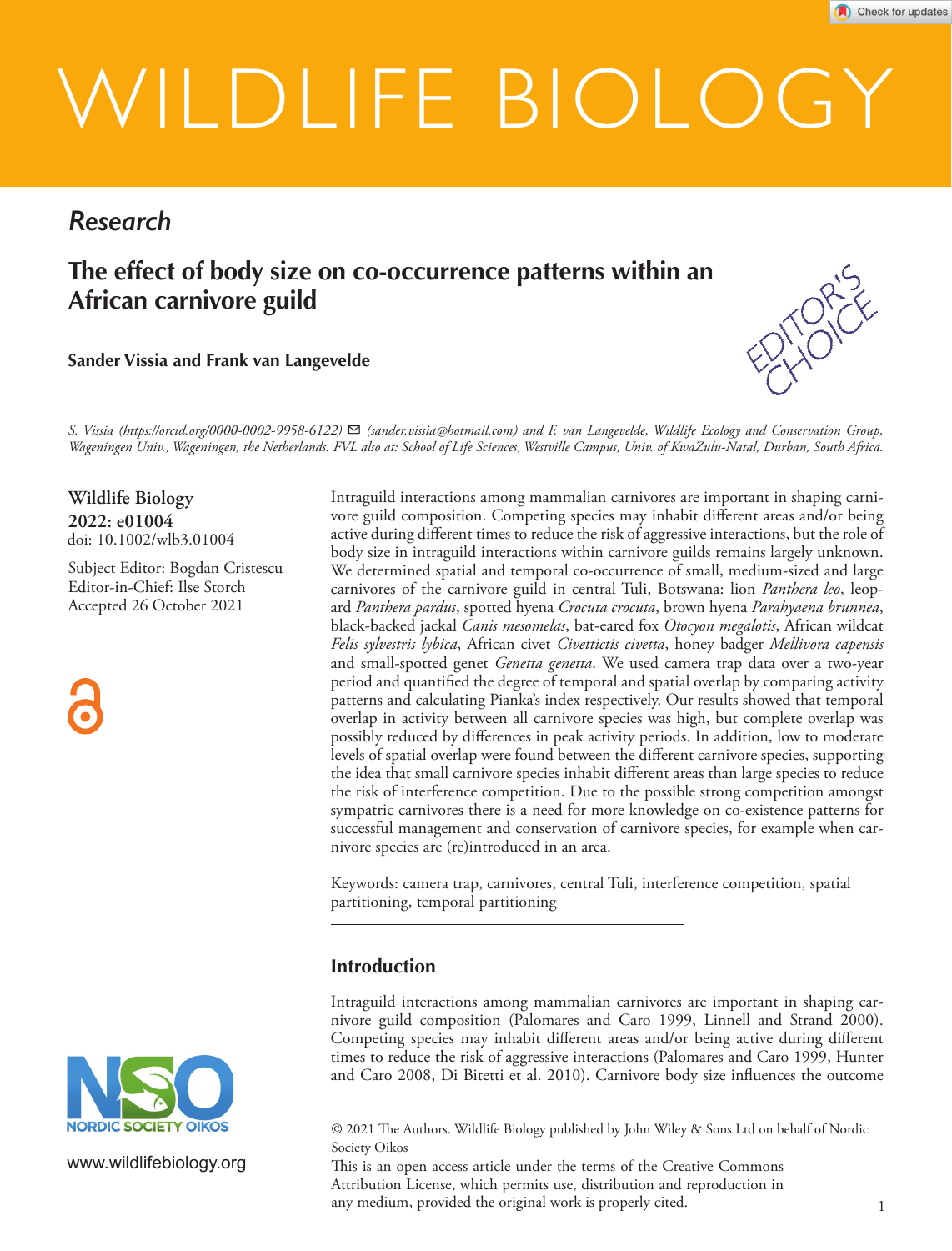# WILDLIFE BIOLOGY

## Research

# The effect of body size on co-occurrence patterns within an African carnivore guild

**Sander Vissia and Frank van Langevelde**

*S. Vissia (https://orcid.org/0000-0002-9958-6122) ✉ (sander.vissia@hotmail.com) and F. van Langevelde, Wildlife Ecology and Conservation Group, Wageningen Univ., Wageningen, the Netherlands. FVL also at: School of Life Sciences, Westville Campus, Univ. of KwaZulu-Natal, Durban, South Africa.*

**Wildlife Biology**
**2022: e01004**
doi: 10.1002/wlb3.01004

Subject Editor: Bogdan Cristescu
Editor-in-Chief: Ilse Storch
Accepted 26 October 2021

Intraguild interactions among mammalian carnivores are important in shaping carnivore guild composition. Competing species may inhabit different areas and/or being active during different times to reduce the risk of aggressive interactions, but the role of body size in intraguild interactions within carnivore guilds remains largely unknown. We determined spatial and temporal co-occurrence of small, medium-sized and large carnivores of the carnivore guild in central Tuli, Botswana: lion *Panthera leo*, leopard *Panthera pardus*, spotted hyena *Crocuta crocuta*, brown hyena *Parahyaena brunnea*, black-backed jackal *Canis mesomelas*, bat-eared fox *Otocyon megalotis*, African wildcat *Felis sylvestris lybica*, African civet *Civettictis civetta*, honey badger *Mellivora capensis* and small-spotted genet *Genetta genetta*. We used camera trap data over a two-year period and quantified the degree of temporal and spatial overlap by comparing activity patterns and calculating Pianka's index respectively. Our results showed that temporal overlap in activity between all carnivore species was high, but complete overlap was possibly reduced by differences in peak activity periods. In addition, low to moderate levels of spatial overlap were found between the different carnivore species, supporting the idea that small carnivore species inhabit different areas than large species to reduce the risk of interference competition. Due to the possible strong competition amongst sympatric carnivores there is a need for more knowledge on co-existence patterns for successful management and conservation of carnivore species, for example when carnivore species are (re)introduced in an area.

Keywords: camera trap, carnivores, central Tuli, interference competition, spatial partitioning, temporal partitioning

## Introduction

Intraguild interactions among mammalian carnivores are important in shaping carnivore guild composition (Palomares and Caro 1999, Linnell and Strand 2000). Competing species may inhabit different areas and/or being active during different times to reduce the risk of aggressive interactions (Palomares and Caro 1999, Hunter and Caro 2008, Di Bitetti et al. 2010). Carnivore body size influences the outcome

© 2021 The Authors. Wildlife Biology published by John Wiley & Sons Ltd on behalf of Nordic Society Oikos
This is an open access article under the terms of the Creative Commons Attribution License, which permits use, distribution and reproduction in any medium, provided the original work is properly cited.

www.wildlifebiology.org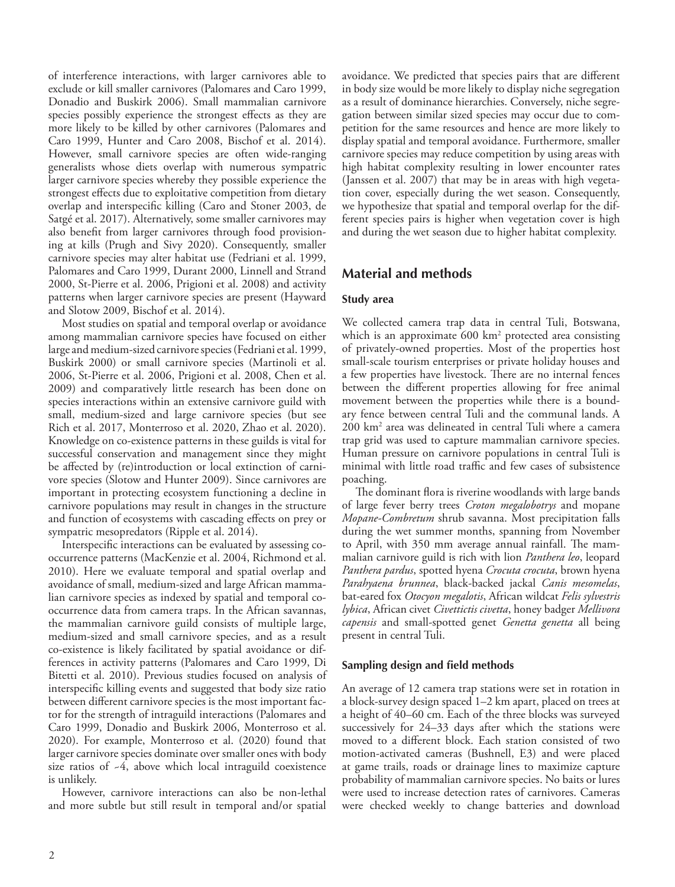of interference interactions, with larger carnivores able to exclude or kill smaller carnivores (Palomares and Caro 1999, Donadio and Buskirk 2006). Small mammalian carnivore species possibly experience the strongest effects as they are more likely to be killed by other carnivores (Palomares and Caro 1999, Hunter and Caro 2008, Bischof et al. 2014). However, small carnivore species are often wide-ranging generalists whose diets overlap with numerous sympatric larger carnivore species whereby they possible experience the strongest effects due to exploitative competition from dietary overlap and interspecific killing (Caro and Stoner 2003, de Satgé et al. 2017). Alternatively, some smaller carnivores may also benefit from larger carnivores through food provisioning at kills (Prugh and Sivy 2020). Consequently, smaller carnivore species may alter habitat use (Fedriani et al. 1999, Palomares and Caro 1999, Durant 2000, Linnell and Strand 2000, St-Pierre et al. 2006, Prigioni et al. 2008) and activity patterns when larger carnivore species are present (Hayward and Slotow 2009, Bischof et al. 2014).

Most studies on spatial and temporal overlap or avoidance among mammalian carnivore species have focused on either large and medium-sized carnivore species (Fedriani et al. 1999, Buskirk 2000) or small carnivore species (Martinoli et al. 2006, St-Pierre et al. 2006, Prigioni et al. 2008, Chen et al. 2009) and comparatively little research has been done on species interactions within an extensive carnivore guild with small, medium-sized and large carnivore species (but see Rich et al. 2017, Monterroso et al. 2020, Zhao et al. 2020). Knowledge on co-existence patterns in these guilds is vital for successful conservation and management since they might be affected by (re)introduction or local extinction of carnivore species (Slotow and Hunter 2009). Since carnivores are important in protecting ecosystem functioning a decline in carnivore populations may result in changes in the structure and function of ecosystems with cascading effects on prey or sympatric mesopredators (Ripple et al. 2014).

Interspecific interactions can be evaluated by assessing co-occurrence patterns (MacKenzie et al. 2004, Richmond et al. 2010). Here we evaluate temporal and spatial overlap and avoidance of small, medium-sized and large African mammalian carnivore species as indexed by spatial and temporal co-occurrence data from camera traps. In the African savannas, the mammalian carnivore guild consists of multiple large, medium-sized and small carnivore species, and as a result co-existence is likely facilitated by spatial avoidance or differences in activity patterns (Palomares and Caro 1999, Di Bitetti et al. 2010). Previous studies focused on analysis of interspecific killing events and suggested that body size ratio between different carnivore species is the most important factor for the strength of intraguild interactions (Palomares and Caro 1999, Donadio and Buskirk 2006, Monterroso et al. 2020). For example, Monterroso et al. (2020) found that larger carnivore species dominate over smaller ones with body size ratios of ~4, above which local intraguild coexistence is unlikely.

However, carnivore interactions can also be non-lethal and more subtle but still result in temporal and/or spatial avoidance. We predicted that species pairs that are different in body size would be more likely to display niche segregation as a result of dominance hierarchies. Conversely, niche segregation between similar sized species may occur due to competition for the same resources and hence are more likely to display spatial and temporal avoidance. Furthermore, smaller carnivore species may reduce competition by using areas with high habitat complexity resulting in lower encounter rates (Janssen et al. 2007) that may be in areas with high vegetation cover, especially during the wet season. Consequently, we hypothesize that spatial and temporal overlap for the different species pairs is higher when vegetation cover is high and during the wet season due to higher habitat complexity.

## Material and methods

### Study area

We collected camera trap data in central Tuli, Botswana, which is an approximate 600 km$^2$ protected area consisting of privately-owned properties. Most of the properties host small-scale tourism enterprises or private holiday houses and a few properties have livestock. There are no internal fences between the different properties allowing for free animal movement between the properties while there is a boundary fence between central Tuli and the communal lands. A 200 km$^2$ area was delineated in central Tuli where a camera trap grid was used to capture mammalian carnivore species. Human pressure on carnivore populations in central Tuli is minimal with little road traffic and few cases of subsistence poaching.

The dominant flora is riverine woodlands with large bands of large fever berry trees *Croton megalobotrys* and mopane *Mopane-Combretum* shrub savanna. Most precipitation falls during the wet summer months, spanning from November to April, with 350 mm average annual rainfall. The mammalian carnivore guild is rich with lion *Panthera leo*, leopard *Panthera pardus*, spotted hyena *Crocuta crocuta*, brown hyena *Parahyaena brunnea*, black-backed jackal *Canis mesomelas*, bat-eared fox *Otocyon megalotis*, African wildcat *Felis sylvestris lybica*, African civet *Civettictis civetta*, honey badger *Mellivora capensis* and small-spotted genet *Genetta genetta* all being present in central Tuli.

### Sampling design and field methods

An average of 12 camera trap stations were set in rotation in a block-survey design spaced 1–2 km apart, placed on trees at a height of 40–60 cm. Each of the three blocks was surveyed successively for 24–33 days after which the stations were moved to a different block. Each station consisted of two motion-activated cameras (Bushnell, E3) and were placed at game trails, roads or drainage lines to maximize capture probability of mammalian carnivore species. No baits or lures were used to increase detection rates of carnivores. Cameras were checked weekly to change batteries and download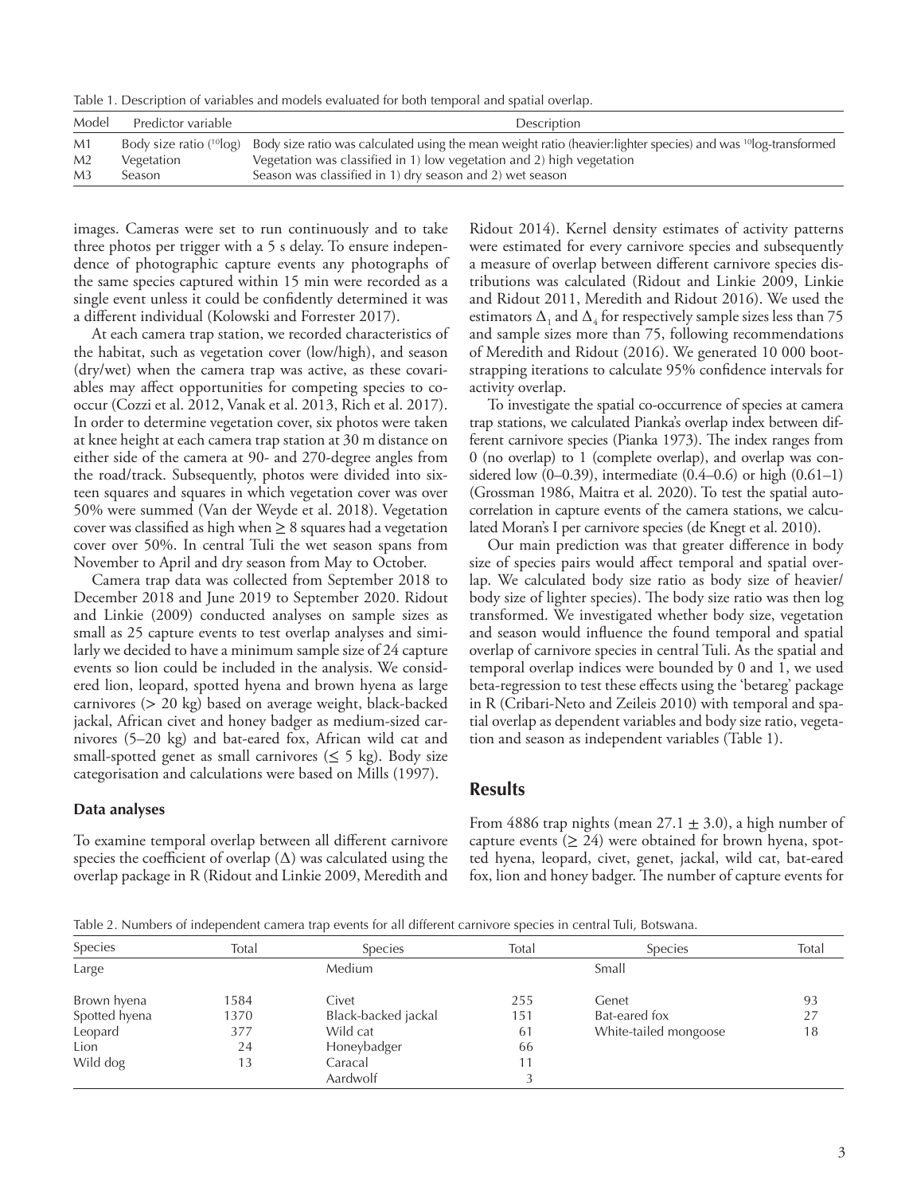Table 1. Description of variables and models evaluated for both temporal and spatial overlap.

| Model | Predictor variable | Description |
|---|---|---|
| M1 | Body size ratio ($^{10}$log) | Body size ratio was calculated using the mean weight ratio (heavier:lighter species) and was $^{10}$log-transformed |
| M2 | Vegetation | Vegetation was classified in 1) low vegetation and 2) high vegetation |
| M3 | Season | Season was classified in 1) dry season and 2) wet season |

images. Cameras were set to run continuously and to take three photos per trigger with a 5 s delay. To ensure independence of photographic capture events any photographs of the same species captured within 15 min were recorded as a single event unless it could be confidently determined it was a different individual (Kolowski and Forrester 2017).

At each camera trap station, we recorded characteristics of the habitat, such as vegetation cover (low/high), and season (dry/wet) when the camera trap was active, as these covariables may affect opportunities for competing species to co-occur (Cozzi et al. 2012, Vanak et al. 2013, Rich et al. 2017). In order to determine vegetation cover, six photos were taken at knee height at each camera trap station at 30 m distance on either side of the camera at 90- and 270-degree angles from the road/track. Subsequently, photos were divided into sixteen squares and squares in which vegetation cover was over 50% were summed (Van der Weyde et al. 2018). Vegetation cover was classified as high when ≥ 8 squares had a vegetation cover over 50%. In central Tuli the wet season spans from November to April and dry season from May to October.

Camera trap data was collected from September 2018 to December 2018 and June 2019 to September 2020. Ridout and Linkie (2009) conducted analyses on sample sizes as small as 25 capture events to test overlap analyses and similarly we decided to have a minimum sample size of 24 capture events so lion could be included in the analysis. We considered lion, leopard, spotted hyena and brown hyena as large carnivores (> 20 kg) based on average weight, black-backed jackal, African civet and honey badger as medium-sized carnivores (5–20 kg) and bat-eared fox, African wild cat and small-spotted genet as small carnivores (≤ 5 kg). Body size categorisation and calculations were based on Mills (1997).

### Data analyses

To examine temporal overlap between all different carnivore species the coefficient of overlap ($\Delta$) was calculated using the overlap package in R (Ridout and Linkie 2009, Meredith and Ridout 2014). Kernel density estimates of activity patterns were estimated for every carnivore species and subsequently a measure of overlap between different carnivore species distributions was calculated (Ridout and Linkie 2009, Linkie and Ridout 2011, Meredith and Ridout 2016). We used the estimators $\Delta_1$ and $\Delta_4$ for respectively sample sizes less than 75 and sample sizes more than 75, following recommendations of Meredith and Ridout (2016). We generated 10 000 bootstrapping iterations to calculate 95% confidence intervals for activity overlap.

To investigate the spatial co-occurrence of species at camera trap stations, we calculated Pianka's overlap index between different carnivore species (Pianka 1973). The index ranges from 0 (no overlap) to 1 (complete overlap), and overlap was considered low (0–0.39), intermediate (0.4–0.6) or high (0.61–1) (Grossman 1986, Maitra et al. 2020). To test the spatial autocorrelation in capture events of the camera stations, we calculated Moran's I per carnivore species (de Knegt et al. 2010).

Our main prediction was that greater difference in body size of species pairs would affect temporal and spatial overlap. We calculated body size ratio as body size of heavier/body size of lighter species). The body size ratio was then log transformed. We investigated whether body size, vegetation and season would influence the found temporal and spatial overlap of carnivore species in central Tuli. As the spatial and temporal overlap indices were bounded by 0 and 1, we used beta-regression to test these effects using the 'betareg' package in R (Cribari-Neto and Zeileis 2010) with temporal and spatial overlap as dependent variables and body size ratio, vegetation and season as independent variables (Table 1).

## Results

From 4886 trap nights (mean 27.1 ± 3.0), a high number of capture events (≥ 24) were obtained for brown hyena, spotted hyena, leopard, civet, genet, jackal, wild cat, bat-eared fox, lion and honey badger. The number of capture events for

Table 2. Numbers of independent camera trap events for all different carnivore species in central Tuli, Botswana.

| Species | Total | Species | Total | Species | Total |
|---|---|---|---|---|---|
| Large | | Medium | | Small | |
| Brown hyena | 1584 | Civet | 255 | Genet | 93 |
| Spotted hyena | 1370 | Black-backed jackal | 151 | Bat-eared fox | 27 |
| Leopard | 377 | Wild cat | 61 | White-tailed mongoose | 18 |
| Lion | 24 | Honeybadger | 66 | | |
| Wild dog | 13 | Caracal | 11 | | |
| | | Aardwolf | 3 | | |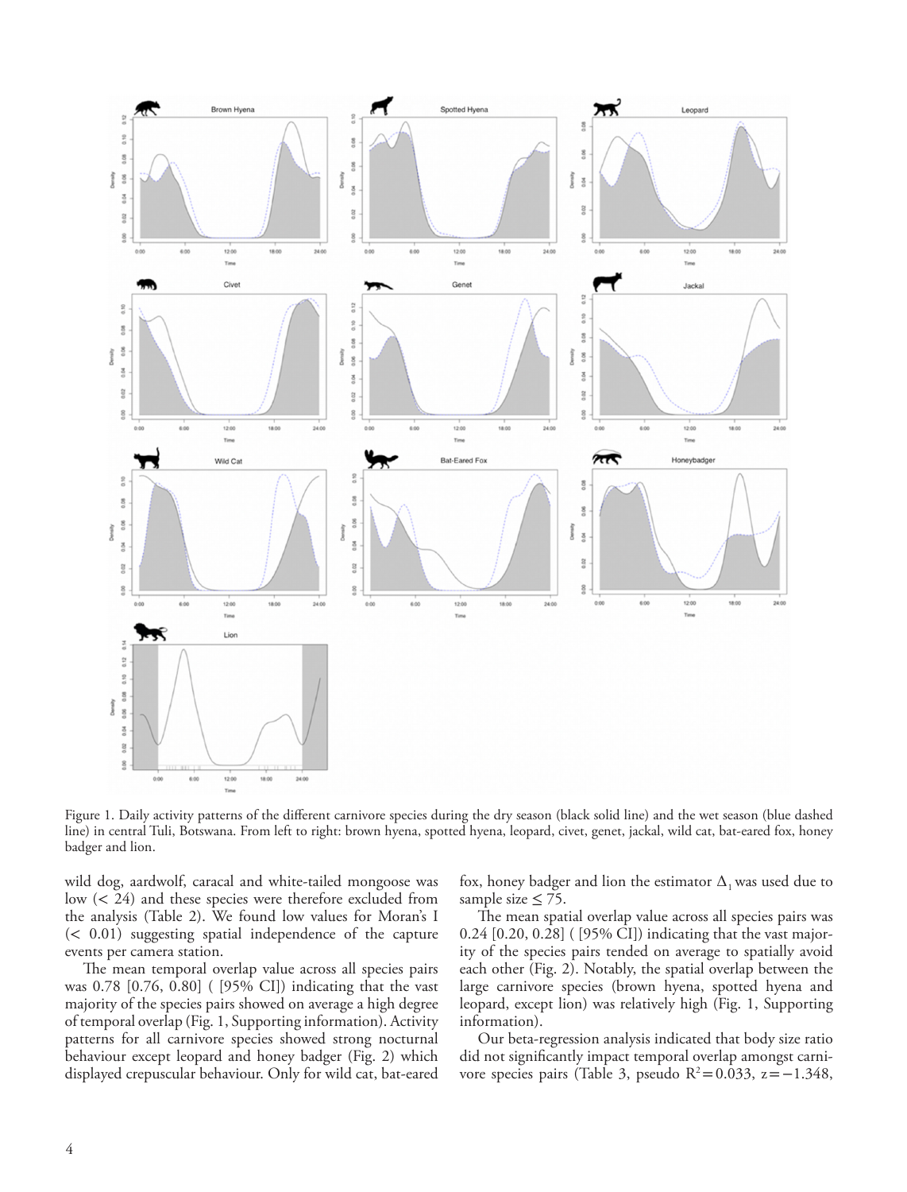Figure 1. Daily activity patterns of the different carnivore species during the dry season (black solid line) and the wet season (blue dashed line) in central Tuli, Botswana. From left to right: brown hyena, spotted hyena, leopard, civet, genet, jackal, wild cat, bat-eared fox, honey badger and lion.

wild dog, aardwolf, caracal and white-tailed mongoose was low (< 24) and these species were therefore excluded from the analysis (Table 2). We found low values for Moran's I (< 0.01) suggesting spatial independence of the capture events per camera station.

The mean temporal overlap value across all species pairs was 0.78 [0.76, 0.80] ( [95% CI]) indicating that the vast majority of the species pairs showed on average a high degree of temporal overlap (Fig. 1, Supporting information). Activity patterns for all carnivore species showed strong nocturnal behaviour except leopard and honey badger (Fig. 2) which displayed crepuscular behaviour. Only for wild cat, bat-eared fox, honey badger and lion the estimator $\Delta_1$ was used due to sample size ≤ 75.

The mean spatial overlap value across all species pairs was 0.24 [0.20, 0.28] ( [95% CI]) indicating that the vast majority of the species pairs tended on average to spatially avoid each other (Fig. 2). Notably, the spatial overlap between the large carnivore species (brown hyena, spotted hyena and leopard, except lion) was relatively high (Fig. 1, Supporting information).

Our beta-regression analysis indicated that body size ratio did not significantly impact temporal overlap amongst carnivore species pairs (Table 3, pseudo $R^2 = 0.033$, $z = -1.348$,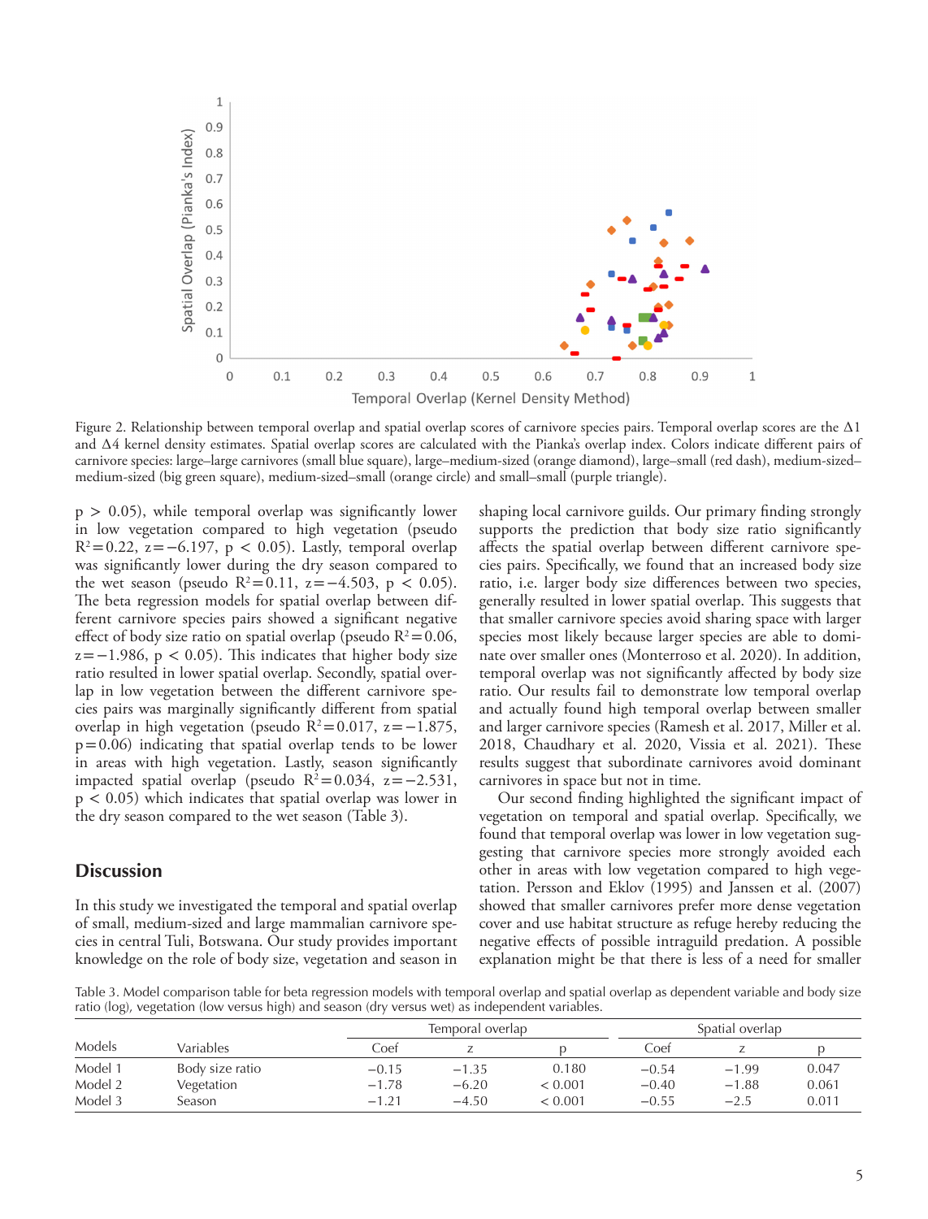Figure 2. Relationship between temporal overlap and spatial overlap scores of carnivore species pairs. Temporal overlap scores are the Δ1 and Δ4 kernel density estimates. Spatial overlap scores are calculated with the Pianka's overlap index. Colors indicate different pairs of carnivore species: large–large carnivores (small blue square), large–medium-sized (orange diamond), large–small (red dash), medium-sized–medium-sized (big green square), medium-sized–small (orange circle) and small–small (purple triangle).

$p > 0.05$), while temporal overlap was significantly lower in low vegetation compared to high vegetation (pseudo $R^2 = 0.22$, $z = -6.197$, $p < 0.05$). Lastly, temporal overlap was significantly lower during the dry season compared to the wet season (pseudo $R^2 = 0.11$, $z = -4.503$, $p < 0.05$). The beta regression models for spatial overlap between different carnivore species pairs showed a significant negative effect of body size ratio on spatial overlap (pseudo $R^2 = 0.06$, $z = -1.986$, $p < 0.05$). This indicates that higher body size ratio resulted in lower spatial overlap. Secondly, spatial overlap in low vegetation between the different carnivore species pairs was marginally significantly different from spatial overlap in high vegetation (pseudo $R^2 = 0.017$, $z = -1.875$, $p = 0.06$) indicating that spatial overlap tends to be lower in areas with high vegetation. Lastly, season significantly impacted spatial overlap (pseudo $R^2 = 0.034$, $z = -2.531$, $p < 0.05$) which indicates that spatial overlap was lower in the dry season compared to the wet season (Table 3).

## Discussion

In this study we investigated the temporal and spatial overlap of small, medium-sized and large mammalian carnivore species in central Tuli, Botswana. Our study provides important knowledge on the role of body size, vegetation and season in shaping local carnivore guilds. Our primary finding strongly supports the prediction that body size ratio significantly affects the spatial overlap between different carnivore species pairs. Specifically, we found that an increased body size ratio, i.e. larger body size differences between two species, generally resulted in lower spatial overlap. This suggests that that smaller carnivore species avoid sharing space with larger species most likely because larger species are able to dominate over smaller ones (Monterroso et al. 2020). In addition, temporal overlap was not significantly affected by body size ratio. Our results fail to demonstrate low temporal overlap and actually found high temporal overlap between smaller and larger carnivore species (Ramesh et al. 2017, Miller et al. 2018, Chaudhary et al. 2020, Vissia et al. 2021). These results suggest that subordinate carnivores avoid dominant carnivores in space but not in time.

Our second finding highlighted the significant impact of vegetation on temporal and spatial overlap. Specifically, we found that temporal overlap was lower in low vegetation suggesting that carnivore species more strongly avoided each other in areas with low vegetation compared to high vegetation. Persson and Eklov (1995) and Janssen et al. (2007) showed that smaller carnivores prefer more dense vegetation cover and use habitat structure as refuge hereby reducing the negative effects of possible intraguild predation. A possible explanation might be that there is less of a need for smaller

Table 3. Model comparison table for beta regression models with temporal overlap and spatial overlap as dependent variable and body size ratio (log), vegetation (low versus high) and season (dry versus wet) as independent variables.

| Models | Variables | Temporal overlap | | | Spatial overlap | | |
|---|---|---|---|---|---|---|---|
| | | Coef | z | p | Coef | z | p |
| Model 1 | Body size ratio | −0.15 | −1.35 | 0.180 | −0.54 | −1.99 | 0.047 |
| Model 2 | Vegetation | −1.78 | −6.20 | < 0.001 | −0.40 | −1.88 | 0.061 |
| Model 3 | Season | −1.21 | −4.50 | < 0.001 | −0.55 | −2.5 | 0.011 |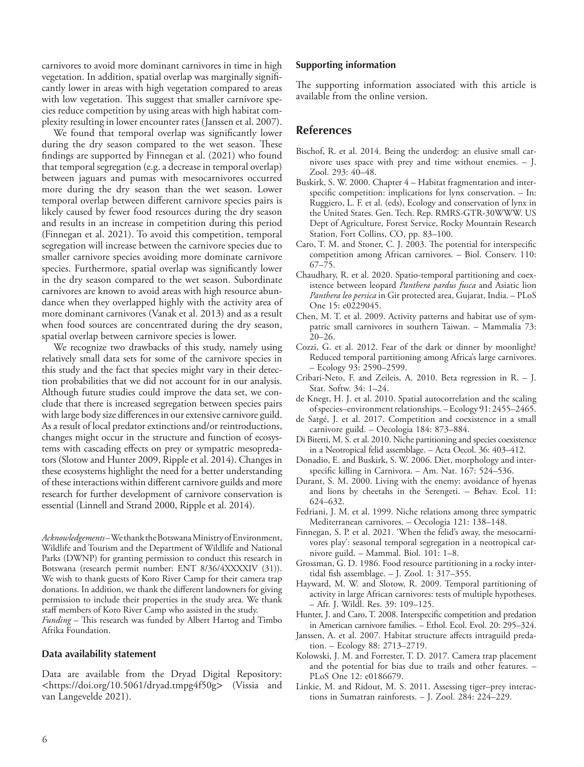carnivores to avoid more dominant carnivores in time in high vegetation. In addition, spatial overlap was marginally significantly lower in areas with high vegetation compared to areas with low vegetation. This suggest that smaller carnivore species reduce competition by using areas with high habitat complexity resulting in lower encounter rates (Janssen et al. 2007).

We found that temporal overlap was significantly lower during the dry season compared to the wet season. These findings are supported by Finnegan et al. (2021) who found that temporal segregation (e.g. a decrease in temporal overlap) between jaguars and pumas with mesocarnivores occurred more during the dry season than the wet season. Lower temporal overlap between different carnivore species pairs is likely caused by fewer food resources during the dry season and results in an increase in competition during this period (Finnegan et al. 2021). To avoid this competition, temporal segregation will increase between the carnivore species due to smaller carnivore species avoiding more dominate carnivore species. Furthermore, spatial overlap was significantly lower in the dry season compared to the wet season. Subordinate carnivores are known to avoid areas with high resource abundance when they overlapped highly with the activity area of more dominant carnivores (Vanak et al. 2013) and as a result when food sources are concentrated during the dry season, spatial overlap between carnivore species is lower.

We recognize two drawbacks of this study, namely using relatively small data sets for some of the carnivore species in this study and the fact that species might vary in their detection probabilities that we did not account for in our analysis. Although future studies could improve the data set, we conclude that there is increased segregation between species pairs with large body size differences in our extensive carnivore guild. As a result of local predator extinctions and/or reintroductions, changes might occur in the structure and function of ecosystems with cascading effects on prey or sympatric mesopredators (Slotow and Hunter 2009, Ripple et al. 2014). Changes in these ecosystems highlight the need for a better understanding of these interactions within different carnivore guilds and more research for further development of carnivore conservation is essential (Linnell and Strand 2000, Ripple et al. 2014).

*Acknowledgements* – We thank the Botswana Ministry of Environment, Wildlife and Tourism and the Department of Wildlife and National Parks (DWNP) for granting permission to conduct this research in Botswana (research permit number: ENT 8/36/4XXXXIV (31)). We wish to thank guests of Koro River Camp for their camera trap donations. In addition, we thank the different landowners for giving permission to include their properties in the study area. We thank staff members of Koro River Camp who assisted in the study.

*Funding* – This research was funded by Albert Hartog and Timbo Afrika Foundation.

### Data availability statement

Data are available from the Dryad Digital Repository: <https://doi.org/10.5061/dryad.tmpg4f50g> (Vissia and van Langevelde 2021).

### Supporting information

The supporting information associated with this article is available from the online version.

## References

Bischof, R. et al. 2014. Being the underdog: an elusive small carnivore uses space with prey and time without enemies. – J. Zool. 293: 40–48.

Buskirk, S. W. 2000. Chapter 4 – Habitat fragmentation and interspecific competition: implications for lynx conservation. – In: Ruggiero, L. F. et al. (eds), Ecology and conservation of lynx in the United States. Gen. Tech. Rep. RMRS-GTR-30WWW. US Dept of Agriculture, Forest Service, Rocky Mountain Research Station, Fort Collins, CO, pp. 83–100.

Caro, T. M. and Stoner, C. J. 2003. The potential for interspecific competition among African carnivores. – Biol. Conserv. 110: 67–75.

Chaudhary, R. et al. 2020. Spatio-temporal partitioning and coexistence between leopard *Panthera pardus fusca* and Asiatic lion *Panthera leo persica* in Gir protected area, Gujarat, India. – PLoS One 15: e0229045.

Chen, M. T. et al. 2009. Activity patterns and habitat use of sympatric small carnivores in southern Taiwan. – Mammalia 73: 20–26.

Cozzi, G. et al. 2012. Fear of the dark or dinner by moonlight? Reduced temporal partitioning among Africa's large carnivores. – Ecology 93: 2590–2599.

Cribari-Neto, F. and Zeileis, A. 2010. Beta regression in R. – J. Stat. Softw. 34: 1–24.

de Knegt, H. J. et al. 2010. Spatial autocorrelation and the scaling of species–environment relationships. – Ecology 91: 2455–2465.

de Satgé, J. et al. 2017. Competition and coexistence in a small carnivore guild. – Oecologia 184: 873–884.

Di Bitetti, M. S. et al. 2010. Niche partitioning and species coexistence in a Neotropical felid assemblage. – Acta Oecol. 36: 403–412.

Donadio, E. and Buskirk, S. W. 2006. Diet, morphology and interspecific killing in Carnivora. – Am. Nat. 167: 524–536.

Durant, S. M. 2000. Living with the enemy: avoidance of hyenas and lions by cheetahs in the Serengeti. – Behav. Ecol. 11: 624–632.

Fedriani, J. M. et al. 1999. Niche relations among three sympatric Mediterranean carnivores. – Oecologia 121: 138–148.

Finnegan, S. P. et al. 2021. 'When the felid's away, the mesocarnivores play': seasonal temporal segregation in a neotropical carnivore guild. – Mammal. Biol. 101: 1–8.

Grossman, G. D. 1986. Food resource partitioning in a rocky intertidal fish assemblage. – J. Zool. 1: 317–355.

Hayward, M. W. and Slotow, R. 2009. Temporal partitioning of activity in large African carnivores: tests of multiple hypotheses. – Afr. J. Wildl. Res. 39: 109–125.

Hunter, J. and Caro, T. 2008. Interspecific competition and predation in American carnivore families. – Ethol. Ecol. Evol. 20: 295–324.

Janssen, A. et al. 2007. Habitat structure affects intraguild predation. – Ecology 88: 2713–2719.

Kolowski, J. M. and Forrester, T. D. 2017. Camera trap placement and the potential for bias due to trails and other features. – PLoS One 12: e0186679.

Linkie, M. and Ridout, M. S. 2011. Assessing tiger–prey interactions in Sumatran rainforests. – J. Zool. 284: 224–229.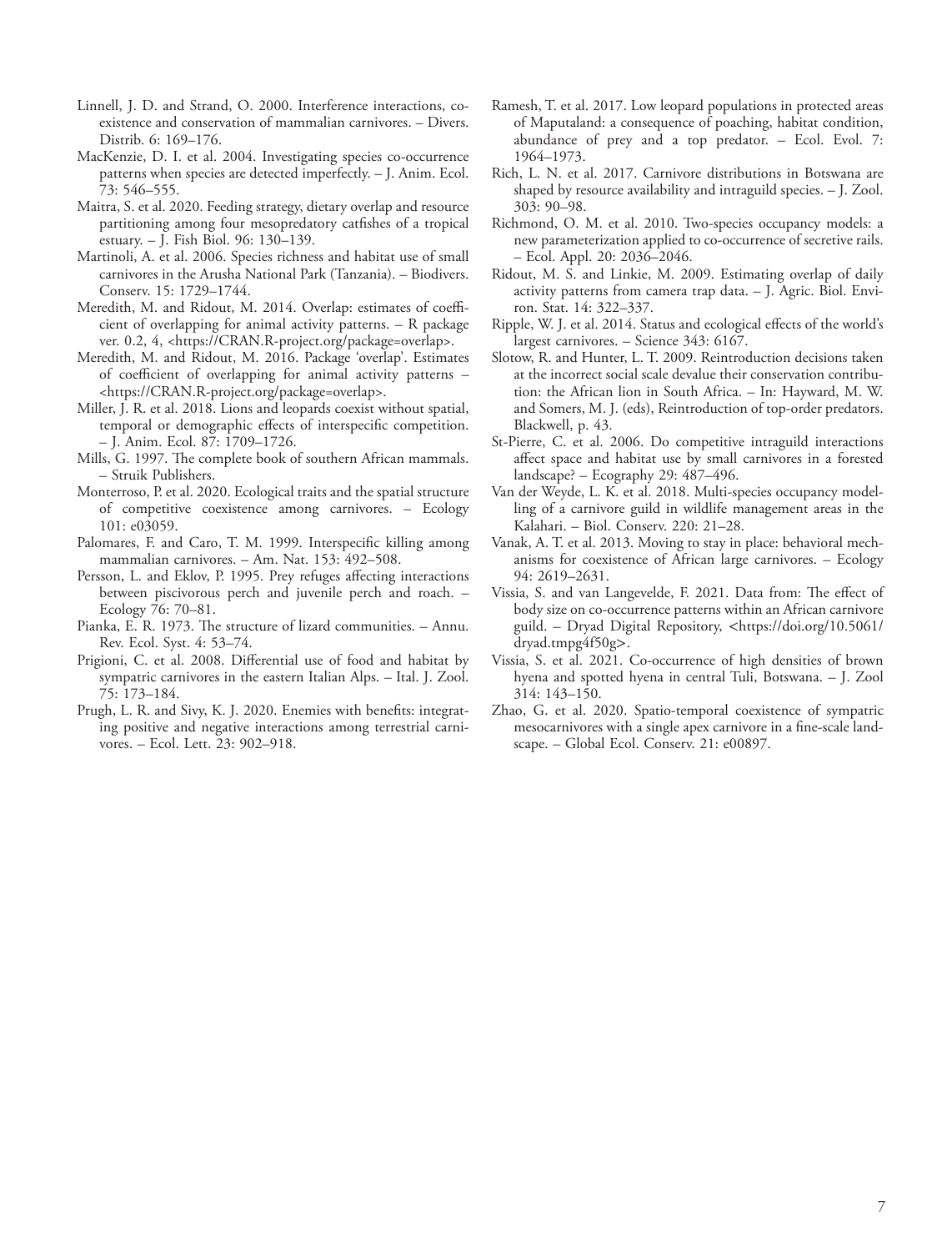Linnell, J. D. and Strand, O. 2000. Interference interactions, co-existence and conservation of mammalian carnivores. – Divers. Distrib. 6: 169–176.

MacKenzie, D. I. et al. 2004. Investigating species co-occurrence patterns when species are detected imperfectly. – J. Anim. Ecol. 73: 546–555.

Maitra, S. et al. 2020. Feeding strategy, dietary overlap and resource partitioning among four mesopredatory catfishes of a tropical estuary. – J. Fish Biol. 96: 130–139.

Martinoli, A. et al. 2006. Species richness and habitat use of small carnivores in the Arusha National Park (Tanzania). – Biodivers. Conserv. 15: 1729–1744.

Meredith, M. and Ridout, M. 2014. Overlap: estimates of coefficient of overlapping for animal activity patterns. – R package ver. 0.2, 4, <https://CRAN.R-project.org/package=overlap>.

Meredith, M. and Ridout, M. 2016. Package 'overlap'. Estimates of coefficient of overlapping for animal activity patterns – <https://CRAN.R-project.org/package=overlap>.

Miller, J. R. et al. 2018. Lions and leopards coexist without spatial, temporal or demographic effects of interspecific competition. – J. Anim. Ecol. 87: 1709–1726.

Mills, G. 1997. The complete book of southern African mammals. – Struik Publishers.

Monterroso, P. et al. 2020. Ecological traits and the spatial structure of competitive coexistence among carnivores. – Ecology 101: e03059.

Palomares, F. and Caro, T. M. 1999. Interspecific killing among mammalian carnivores. – Am. Nat. 153: 492–508.

Persson, L. and Eklov, P. 1995. Prey refuges affecting interactions between piscivorous perch and juvenile perch and roach. – Ecology 76: 70–81.

Pianka, E. R. 1973. The structure of lizard communities. – Annu. Rev. Ecol. Syst. 4: 53–74.

Prigioni, C. et al. 2008. Differential use of food and habitat by sympatric carnivores in the eastern Italian Alps. – Ital. J. Zool. 75: 173–184.

Prugh, L. R. and Sivy, K. J. 2020. Enemies with benefits: integrating positive and negative interactions among terrestrial carnivores. – Ecol. Lett. 23: 902–918.

Ramesh, T. et al. 2017. Low leopard populations in protected areas of Maputaland: a consequence of poaching, habitat condition, abundance of prey and a top predator. – Ecol. Evol. 7: 1964–1973.

Rich, L. N. et al. 2017. Carnivore distributions in Botswana are shaped by resource availability and intraguild species. – J. Zool. 303: 90–98.

Richmond, O. M. et al. 2010. Two-species occupancy models: a new parameterization applied to co-occurrence of secretive rails. – Ecol. Appl. 20: 2036–2046.

Ridout, M. S. and Linkie, M. 2009. Estimating overlap of daily activity patterns from camera trap data. – J. Agric. Biol. Environ. Stat. 14: 322–337.

Ripple, W. J. et al. 2014. Status and ecological effects of the world's largest carnivores. – Science 343: 6167.

Slotow, R. and Hunter, L. T. 2009. Reintroduction decisions taken at the incorrect social scale devalue their conservation contribution: the African lion in South Africa. – In: Hayward, M. W. and Somers, M. J. (eds), Reintroduction of top-order predators. Blackwell, p. 43.

St-Pierre, C. et al. 2006. Do competitive intraguild interactions affect space and habitat use by small carnivores in a forested landscape? – Ecography 29: 487–496.

Van der Weyde, L. K. et al. 2018. Multi-species occupancy modelling of a carnivore guild in wildlife management areas in the Kalahari. – Biol. Conserv. 220: 21–28.

Vanak, A. T. et al. 2013. Moving to stay in place: behavioral mechanisms for coexistence of African large carnivores. – Ecology 94: 2619–2631.

Vissia, S. and van Langevelde, F. 2021. Data from: The effect of body size on co-occurrence patterns within an African carnivore guild. – Dryad Digital Repository, <https://doi.org/10.5061/dryad.tmpg4f50g>.

Vissia, S. et al. 2021. Co-occurrence of high densities of brown hyena and spotted hyena in central Tuli, Botswana. – J. Zool 314: 143–150.

Zhao, G. et al. 2020. Spatio-temporal coexistence of sympatric mesocarnivores with a single apex carnivore in a fine-scale landscape. – Global Ecol. Conserv. 21: e00897.